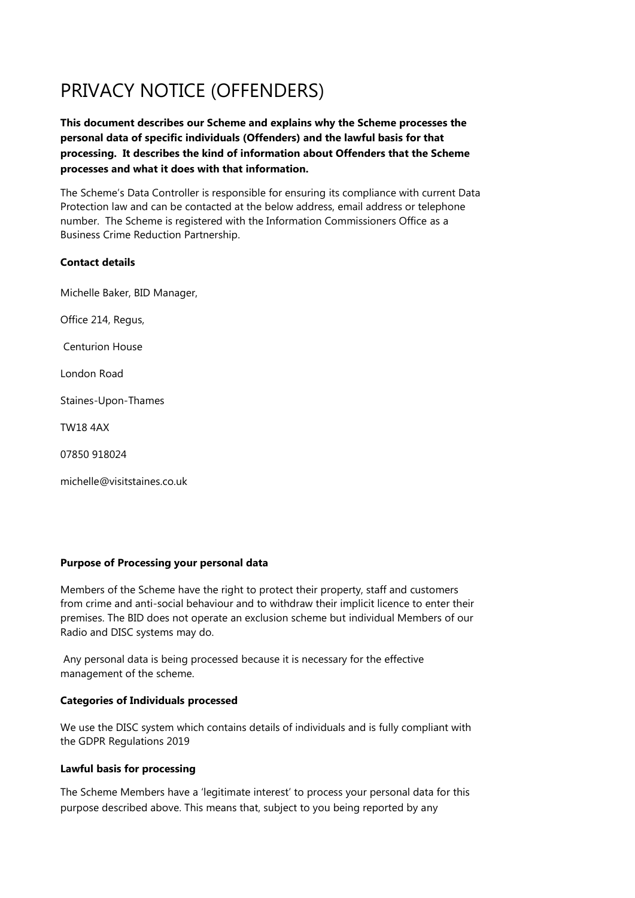# PRIVACY NOTICE (OFFENDERS)

**This document describes our Scheme and explains why the Scheme processes the personal data of specific individuals (Offenders) and the lawful basis for that processing. It describes the kind of information about Offenders that the Scheme processes and what it does with that information.**

The Scheme's Data Controller is responsible for ensuring its compliance with current Data Protection law and can be contacted at the below address, email address or telephone number. The Scheme is registered with the Information Commissioners Office as a Business Crime Reduction Partnership.

**Contact details**

Michelle Baker, BID Manager,

Office 214, Regus,

Centurion House

London Road

Staines-Upon-Thames

TW18 4AX

07850 918024

michelle@visitstaines.co.uk

**Purpose of Processing your personal data**

Members of the Scheme have the right to protect their property, staff and customers from crime and anti-social behaviour and to withdraw their implicit licence to enter their premises. The BID does not operate an exclusion scheme but individual Members of our Radio and DISC systems may do.

Any personal data is being processed because it is necessary for the effective management of the scheme.

**Categories of Individuals processed**

We use the DISC system which contains details of individuals and is fully compliant with the GDPR Regulations 2019

**Lawful basis for processing**

The Scheme Members have a 'legitimate interest' to process your personal data for this purpose described above. This means that, subject to you being reported by any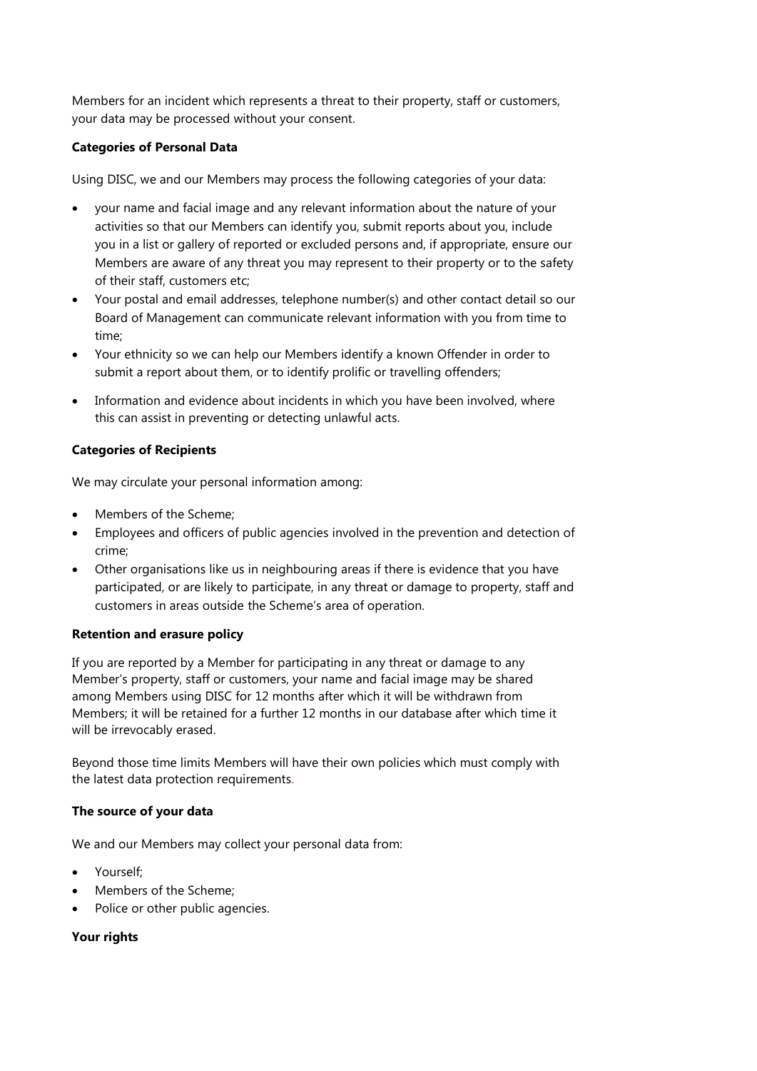Members for an incident which represents a threat to their property, staff or customers, your data may be processed without your consent.

**Categories of Personal Data**

Using DISC, we and our Members may process the following categories of your data:

- your name and facial image and any relevant information about the nature of your activities so that our Members can identify you, submit reports about you, include you in a list or gallery of reported or excluded persons and, if appropriate, ensure our Members are aware of any threat you may represent to their property or to the safety of their staff, customers etc;
- Your postal and email addresses, telephone number(s) and other contact detail so our Board of Management can communicate relevant information with you from time to time;
- Your ethnicity so we can help our Members identify a known Offender in order to submit a report about them, or to identify prolific or travelling offenders;
- Information and evidence about incidents in which you have been involved, where this can assist in preventing or detecting unlawful acts.

**Categories of Recipients**

We may circulate your personal information among:

- Members of the Scheme;
- Employees and officers of public agencies involved in the prevention and detection of crime;
- Other organisations like us in neighbouring areas if there is evidence that you have participated, or are likely to participate, in any threat or damage to property, staff and customers in areas outside the Scheme's area of operation.

**Retention and erasure policy**

If you are reported by a Member for participating in any threat or damage to any Member's property, staff or customers, your name and facial image may be shared among Members using DISC for 12 months after which it will be withdrawn from Members; it will be retained for a further 12 months in our database after which time it will be irrevocably erased.

Beyond those time limits Members will have their own policies which must comply with the latest data protection requirements.

**The source of your data**

We and our Members may collect your personal data from:

- Yourself;
- Members of the Scheme;
- Police or other public agencies.

**Your rights**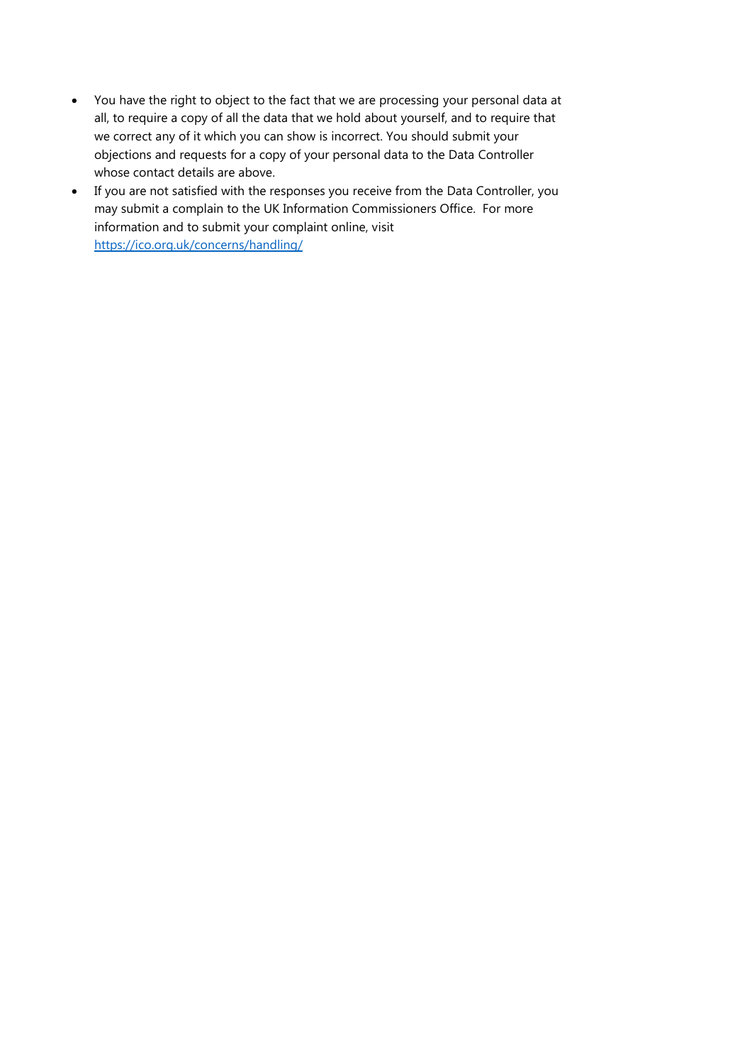- You have the right to object to the fact that we are processing your personal data at all, to require a copy of all the data that we hold about yourself, and to require that we correct any of it which you can show is incorrect. You should submit your objections and requests for a copy of your personal data to the Data Controller whose contact details are above.
- If you are not satisfied with the responses you receive from the Data Controller, you may submit a complain to the UK Information Commissioners Office. For more information and to submit your complaint online, visit [https://ico.org.uk/concerns/handling/](https://ico.org.uk/concerns/handling/)